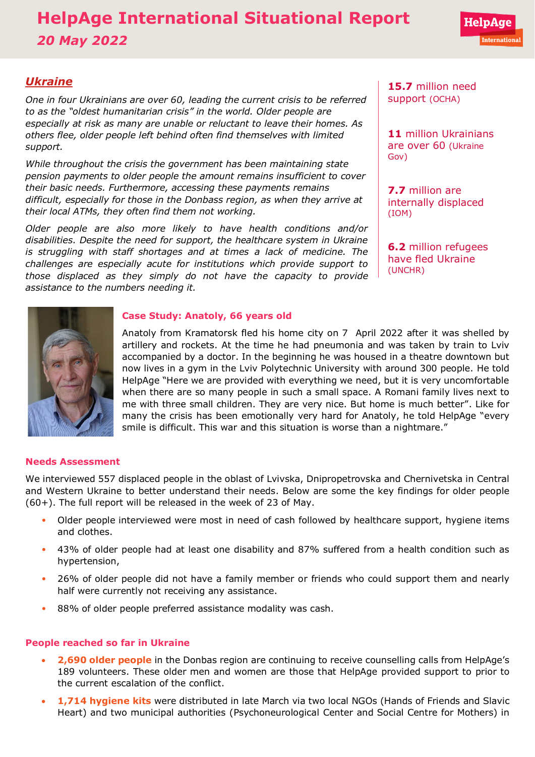# HelpAge International Situational Report

*20 May 2022*

## *Ukraine*

*One in four Ukrainians are over 60, leading the current crisis to be referred to as the "oldest humanitarian crisis" in the world. Older people are especially at risk as many are unable or reluctant to leave their homes. As others flee, older people left behind often find themselves with limited support.*

*While throughout the crisis the government has been maintaining state pension payments to older people the amount remains insufficient to cover their basic needs. Furthermore, accessing these payments remains difficult, especially for those in the Donbass region, as when they arrive at their local ATMs, they often find them not working.*

*Older people are also more likely to have health conditions and/or disabilities. Despite the need for support, the healthcare system in Ukraine is struggling with staff shortages and at times a lack of medicine. The challenges are especially acute for institutions which provide support to those displaced as they simply do not have the capacity to provide assistance to the numbers needing it.*

**15.7** million need support (OCHA)

**11** million Ukrainians are over 60 (Ukraine Gov)

**7.7** million are internally displaced (IOM)

**6.2** million refugees have fled Ukraine (UNCHR)

### Case Study: Anatoly, 66 years old

Anatoly from Kramatorsk fled his home city on 7 April 2022 after it was shelled by artillery and rockets. At the time he had pneumonia and was taken by train to Lviv accompanied by a doctor. In the beginning he was housed in a theatre downtown but now lives in a gym in the Lviv Polytechnic University with around 300 people. He told HelpAge "Here we are provided with everything we need, but it is very uncomfortable when there are so many people in such a small space. A Romani family lives next to me with three small children. They are very nice. But home is much better". Like for many the crisis has been emotionally very hard for Anatoly, he told HelpAge "every smile is difficult. This war and this situation is worse than a nightmare."

### Needs Assessment

We interviewed 557 displaced people in the oblast of Lvivska, Dnipropetrovska and Chernivetska in Central and Western Ukraine to better understand their needs. Below are some the key findings for older people (60+). The full report will be released in the week of 23 of May.

- Older people interviewed were most in need of cash followed by healthcare support, hygiene items and clothes.
- 43% of older people had at least one disability and 87% suffered from a health condition such as hypertension,
- 26% of older people did not have a family member or friends who could support them and nearly half were currently not receiving any assistance.
- 88% of older people preferred assistance modality was cash.

### People reached so far in Ukraine

- **2,690 older people** in the Donbas region are continuing to receive counselling calls from HelpAge's 189 volunteers. These older men and women are those that HelpAge provided support to prior to the current escalation of the conflict.
- **1,714 hygiene kits** were distributed in late March via two local NGOs (Hands of Friends and Slavic Heart) and two municipal authorities (Psychoneurological Center and Social Centre for Mothers) in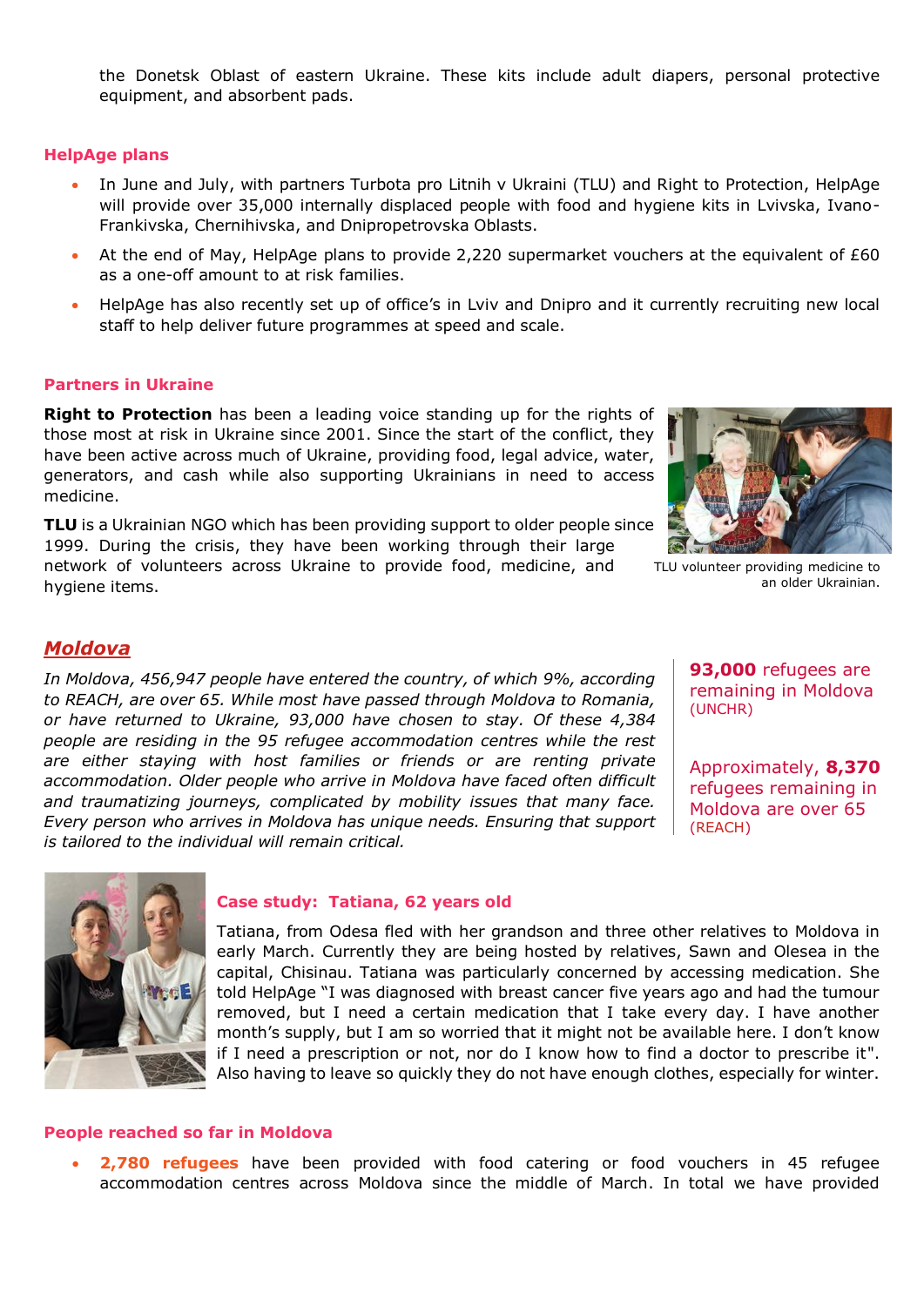the Donetsk Oblast of eastern Ukraine. These kits include adult diapers, personal protective equipment, and absorbent pads.

### HelpAge plans

- In June and July, with partners Turbota pro Litnih v Ukraini (TLU) and Right to Protection, HelpAge will provide over 35,000 internally displaced people with food and hygiene kits in Lvivska, Ivano-Frankivska, Chernihivska, and Dnipropetrovska Oblasts.
- At the end of May, HelpAge plans to provide 2,220 supermarket vouchers at the equivalent of £60 as a one-off amount to at risk families.
- HelpAge has also recently set up of office's in Lviv and Dnipro and it currently recruiting new local staff to help deliver future programmes at speed and scale.

### Partners in Ukraine

**Right to Protection** has been a leading voice standing up for the rights of those most at risk in Ukraine since 2001. Since the start of the conflict, they have been active across much of Ukraine, providing food, legal advice, water, generators, and cash while also supporting Ukrainians in need to access medicine.

**TLU** is a Ukrainian NGO which has been providing support to older people since 1999. During the crisis, they have been working through their large network of volunteers across Ukraine to provide food, medicine, and hygiene items.

TLU volunteer providing medicine to an older Ukrainian.

## Moldova

*In Moldova, 456,947 people have entered the country, of which 9%, according to REACH, are over 65. While most have passed through Moldova to Romania, or have returned to Ukraine, 93,000 have chosen to stay. Of these 4,384 people are residing in the 95 refugee accommodation centres while the rest are either staying with host families or friends or are renting private accommodation. Older people who arrive in Moldova have faced often difficult and traumatizing journeys, complicated by mobility issues that many face. Every person who arrives in Moldova has unique needs. Ensuring that support is tailored to the individual will remain critical.*

**93,000** refugees are remaining in Moldova (UNCHR)

Approximately, **8,370** refugees remaining in Moldova are over 65 (REACH)

### Case study: Tatiana, 62 years old

Tatiana, from Odesa fled with her grandson and three other relatives to Moldova in early March. Currently they are being hosted by relatives, Sawn and Olesea in the capital, Chisinau. Tatiana was particularly concerned by accessing medication. She told HelpAge "I was diagnosed with breast cancer five years ago and had the tumour removed, but I need a certain medication that I take every day. I have another month's supply, but I am so worried that it might not be available here. I don't know if I need a prescription or not, nor do I know how to find a doctor to prescribe it". Also having to leave so quickly they do not have enough clothes, especially for winter.

### People reached so far in Moldova

- **2,780 refugees** have been provided with food catering or food vouchers in 45 refugee accommodation centres across Moldova since the middle of March. In total we have provided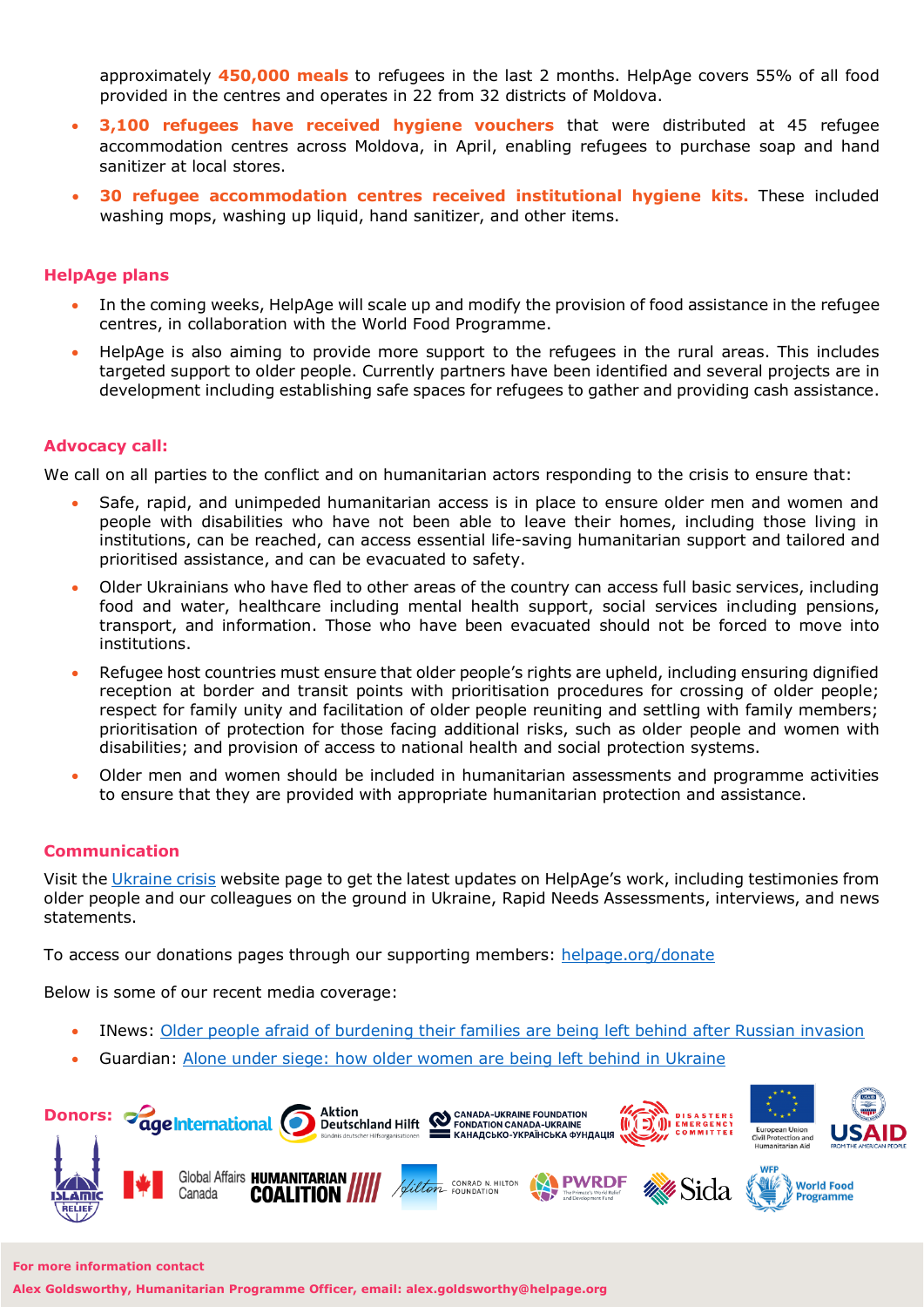approximately **450,000 meals** to refugees in the last 2 months. HelpAge covers 55% of all food provided in the centres and operates in 22 from 32 districts of Moldova.

- **3,100 refugees have received hygiene vouchers** that were distributed at 45 refugee accommodation centres across Moldova, in April, enabling refugees to purchase soap and hand sanitizer at local stores.
- **30 refugee accommodation centres received institutional hygiene kits.** These included washing mops, washing up liquid, hand sanitizer, and other items.

## HelpAge plans

- In the coming weeks, HelpAge will scale up and modify the provision of food assistance in the refugee centres, in collaboration with the World Food Programme.
- HelpAge is also aiming to provide more support to the refugees in the rural areas. This includes targeted support to older people. Currently partners have been identified and several projects are in development including establishing safe spaces for refugees to gather and providing cash assistance.

## Advocacy call:

We call on all parties to the conflict and on humanitarian actors responding to the crisis to ensure that:

- Safe, rapid, and unimpeded humanitarian access is in place to ensure older men and women and people with disabilities who have not been able to leave their homes, including those living in institutions, can be reached, can access essential life-saving humanitarian support and tailored and prioritised assistance, and can be evacuated to safety.
- Older Ukrainians who have fled to other areas of the country can access full basic services, including food and water, healthcare including mental health support, social services including pensions, transport, and information. Those who have been evacuated should not be forced to move into institutions.
- Refugee host countries must ensure that older people's rights are upheld, including ensuring dignified reception at border and transit points with prioritisation procedures for crossing of older people; respect for family unity and facilitation of older people reuniting and settling with family members; prioritisation of protection for those facing additional risks, such as older people and women with disabilities; and provision of access to national health and social protection systems.
- Older men and women should be included in humanitarian assessments and programme activities to ensure that they are provided with appropriate humanitarian protection and assistance.

## Communication

Visit the Ukraine crisis website page to get the latest updates on HelpAge's work, including testimonies from older people and our colleagues on the ground in Ukraine, Rapid Needs Assessments, interviews, and news statements.

To access our donations pages through our supporting members: helpage.org/donate

Below is some of our recent media coverage:

- INews: Older people afraid of burdening their families are being left behind after Russian invasion
- Guardian: Alone under siege: how older women are being left behind in Ukraine

**Donors:** Age International, Aktion Deutschland Hilft, Canada-Ukraine Foundation, Disasters Emergency Committee, European Union Civil Protection and Humanitarian Aid, USAID, Islamic Relief, Global Affairs Canada, Humanitarian Coalition, Conrad N. Hilton Foundation, PWRDF, Sida, World Food Programme

**For more information contact**

**Alex Goldsworthy, Humanitarian Programme Officer, email: alex.goldsworthy@helpage.org**